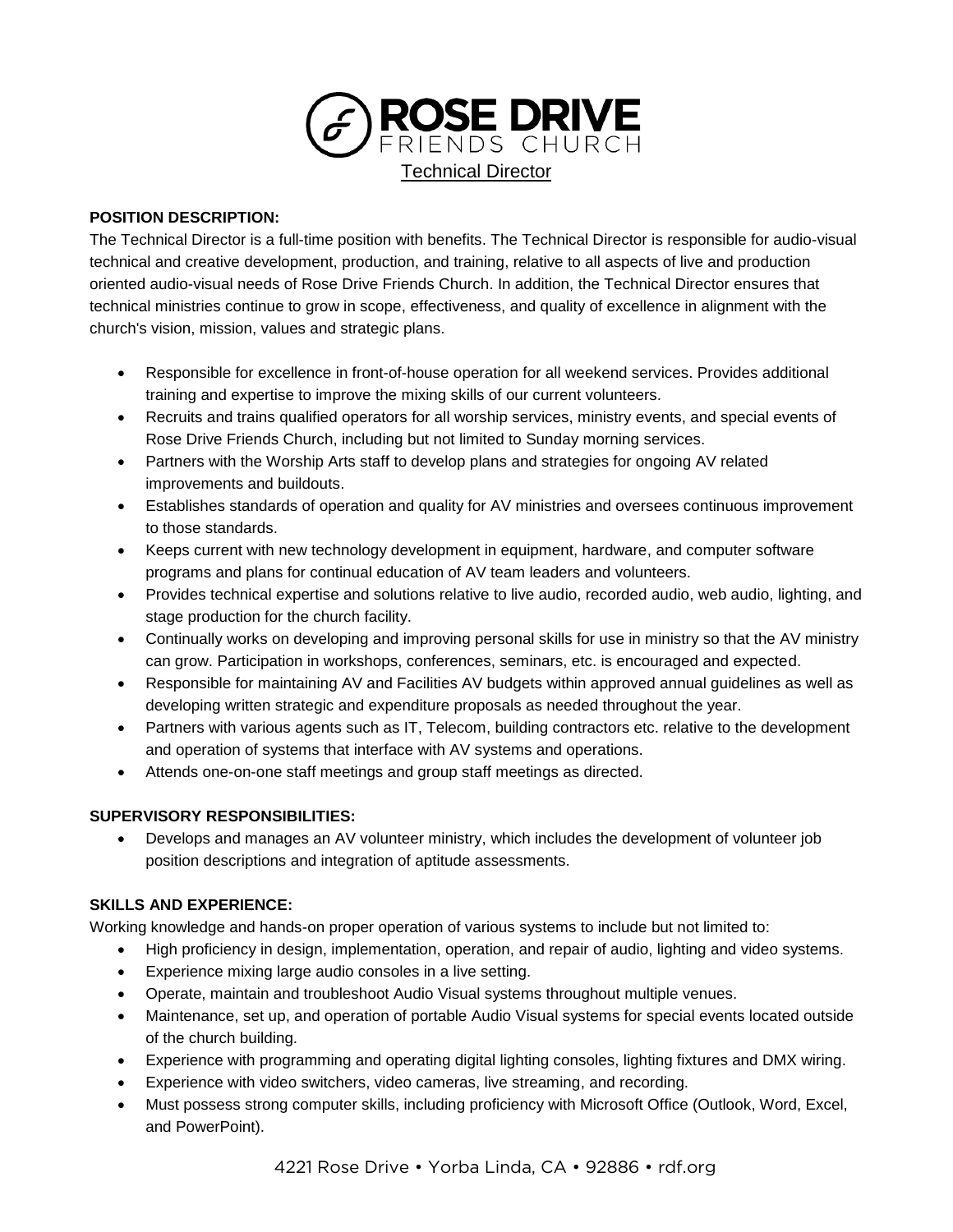# ROSE DRIVE FRIENDS CHURCH

## Technical Director

**POSITION DESCRIPTION:**

The Technical Director is a full-time position with benefits. The Technical Director is responsible for audio-visual technical and creative development, production, and training, relative to all aspects of live and production oriented audio-visual needs of Rose Drive Friends Church. In addition, the Technical Director ensures that technical ministries continue to grow in scope, effectiveness, and quality of excellence in alignment with the church's vision, mission, values and strategic plans.

- Responsible for excellence in front-of-house operation for all weekend services. Provides additional training and expertise to improve the mixing skills of our current volunteers.
- Recruits and trains qualified operators for all worship services, ministry events, and special events of Rose Drive Friends Church, including but not limited to Sunday morning services.
- Partners with the Worship Arts staff to develop plans and strategies for ongoing AV related improvements and buildouts.
- Establishes standards of operation and quality for AV ministries and oversees continuous improvement to those standards.
- Keeps current with new technology development in equipment, hardware, and computer software programs and plans for continual education of AV team leaders and volunteers.
- Provides technical expertise and solutions relative to live audio, recorded audio, web audio, lighting, and stage production for the church facility.
- Continually works on developing and improving personal skills for use in ministry so that the AV ministry can grow. Participation in workshops, conferences, seminars, etc. is encouraged and expected.
- Responsible for maintaining AV and Facilities AV budgets within approved annual guidelines as well as developing written strategic and expenditure proposals as needed throughout the year.
- Partners with various agents such as IT, Telecom, building contractors etc. relative to the development and operation of systems that interface with AV systems and operations.
- Attends one-on-one staff meetings and group staff meetings as directed.

**SUPERVISORY RESPONSIBILITIES:**

- Develops and manages an AV volunteer ministry, which includes the development of volunteer job position descriptions and integration of aptitude assessments.

**SKILLS AND EXPERIENCE:**

Working knowledge and hands-on proper operation of various systems to include but not limited to:

- High proficiency in design, implementation, operation, and repair of audio, lighting and video systems.
- Experience mixing large audio consoles in a live setting.
- Operate, maintain and troubleshoot Audio Visual systems throughout multiple venues.
- Maintenance, set up, and operation of portable Audio Visual systems for special events located outside of the church building.
- Experience with programming and operating digital lighting consoles, lighting fixtures and DMX wiring.
- Experience with video switchers, video cameras, live streaming, and recording.
- Must possess strong computer skills, including proficiency with Microsoft Office (Outlook, Word, Excel, and PowerPoint).

4221 Rose Drive • Yorba Linda, CA • 92886 • rdf.org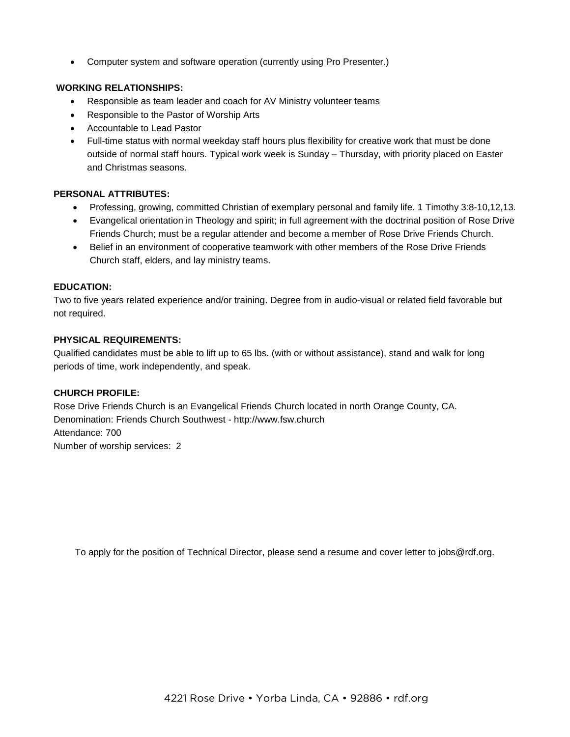- Computer system and software operation (currently using Pro Presenter.)

**WORKING RELATIONSHIPS:**

- Responsible as team leader and coach for AV Ministry volunteer teams
- Responsible to the Pastor of Worship Arts
- Accountable to Lead Pastor
- Full-time status with normal weekday staff hours plus flexibility for creative work that must be done outside of normal staff hours. Typical work week is Sunday – Thursday, with priority placed on Easter and Christmas seasons.

**PERSONAL ATTRIBUTES:**

- Professing, growing, committed Christian of exemplary personal and family life. 1 Timothy 3:8-10,12,13.
- Evangelical orientation in Theology and spirit; in full agreement with the doctrinal position of Rose Drive Friends Church; must be a regular attender and become a member of Rose Drive Friends Church.
- Belief in an environment of cooperative teamwork with other members of the Rose Drive Friends Church staff, elders, and lay ministry teams.

**EDUCATION:**

Two to five years related experience and/or training. Degree from in audio-visual or related field favorable but not required.

**PHYSICAL REQUIREMENTS:**

Qualified candidates must be able to lift up to 65 lbs. (with or without assistance), stand and walk for long periods of time, work independently, and speak.

**CHURCH PROFILE:**

Rose Drive Friends Church is an Evangelical Friends Church located in north Orange County, CA.
Denomination: Friends Church Southwest - http://www.fsw.church
Attendance: 700
Number of worship services: 2

To apply for the position of Technical Director, please send a resume and cover letter to jobs@rdf.org.

4221 Rose Drive • Yorba Linda, CA • 92886 • rdf.org